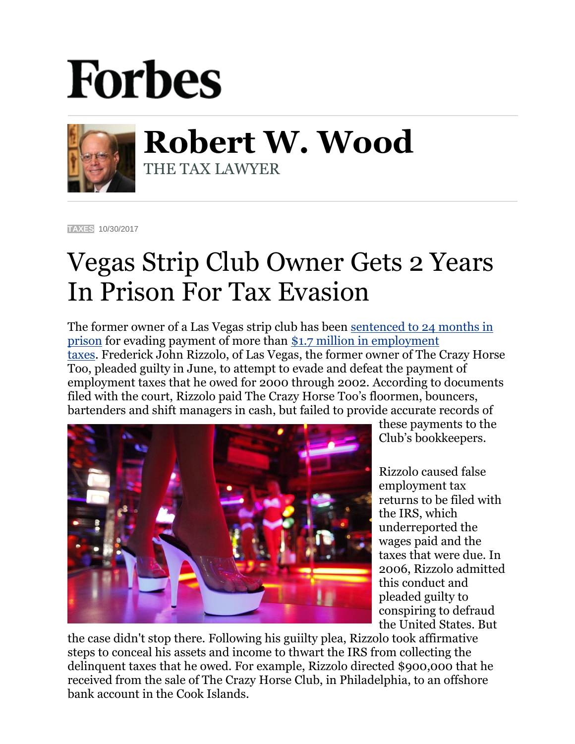# Forbes

## Robert W. Wood

THE TAX LAWYER

TAXES 10/30/2017

# Vegas Strip Club Owner Gets 2 Years In Prison For Tax Evasion

The former owner of a Las Vegas strip club has been sentenced to 24 months in prison for evading payment of more than $1.7 million in employment taxes. Frederick John Rizzolo, of Las Vegas, the former owner of The Crazy Horse Too, pleaded guilty in June, to attempt to evade and defeat the payment of employment taxes that he owed for 2000 through 2002. According to documents filed with the court, Rizzolo paid The Crazy Horse Too's floormen, bouncers, bartenders and shift managers in cash, but failed to provide accurate records of these payments to the Club's bookkeepers.

Rizzolo caused false employment tax returns to be filed with the IRS, which underreported the wages paid and the taxes that were due. In 2006, Rizzolo admitted this conduct and pleaded guilty to conspiring to defraud the United States. But the case didn't stop there. Following his guiilty plea, Rizzolo took affirmative steps to conceal his assets and income to thwart the IRS from collecting the delinquent taxes that he owed. For example, Rizzolo directed $900,000 that he received from the sale of The Crazy Horse Club, in Philadelphia, to an offshore bank account in the Cook Islands.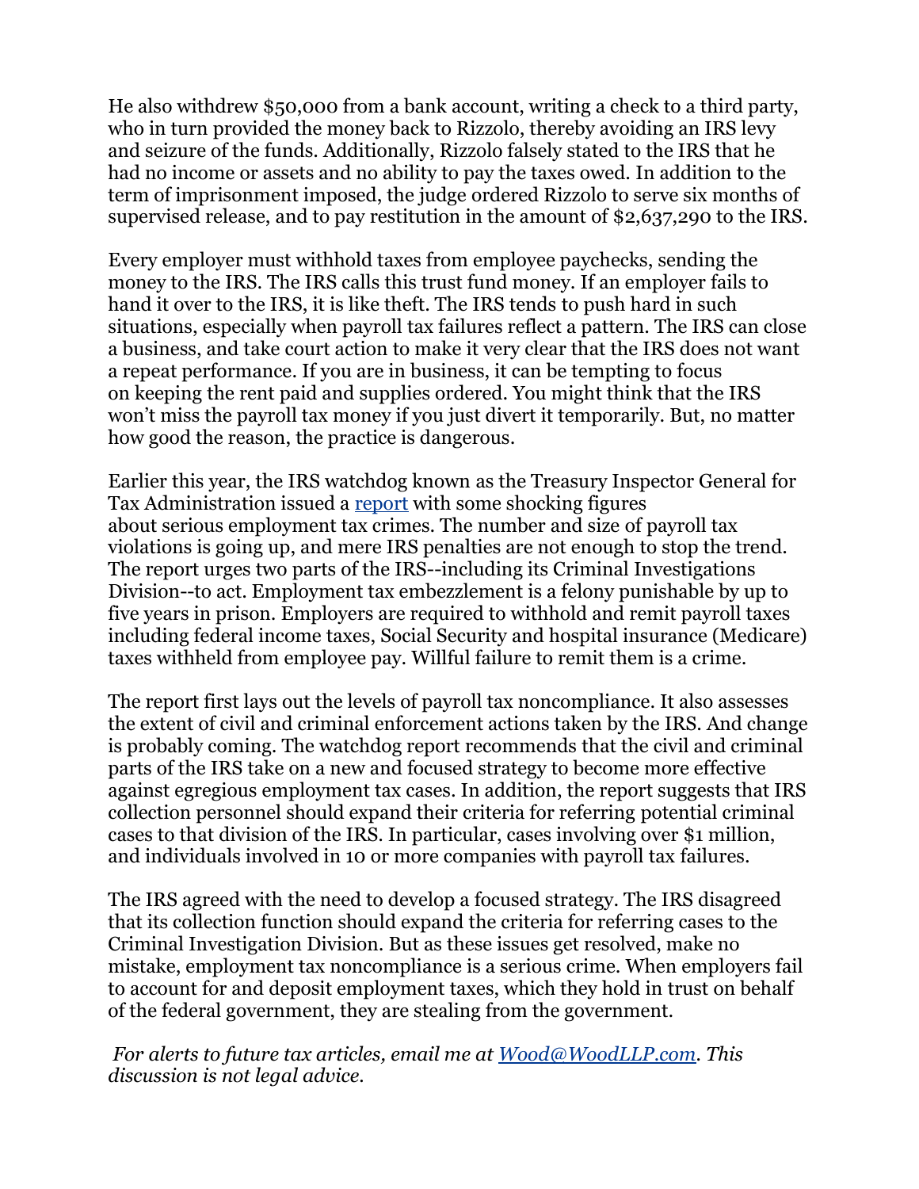He also withdrew $50,000 from a bank account, writing a check to a third party, who in turn provided the money back to Rizzolo, thereby avoiding an IRS levy and seizure of the funds. Additionally, Rizzolo falsely stated to the IRS that he had no income or assets and no ability to pay the taxes owed. In addition to the term of imprisonment imposed, the judge ordered Rizzolo to serve six months of supervised release, and to pay restitution in the amount of $2,637,290 to the IRS.

Every employer must withhold taxes from employee paychecks, sending the money to the IRS. The IRS calls this trust fund money. If an employer fails to hand it over to the IRS, it is like theft. The IRS tends to push hard in such situations, especially when payroll tax failures reflect a pattern. The IRS can close a business, and take court action to make it very clear that the IRS does not want a repeat performance. If you are in business, it can be tempting to focus on keeping the rent paid and supplies ordered. You might think that the IRS won't miss the payroll tax money if you just divert it temporarily. But, no matter how good the reason, the practice is dangerous.

Earlier this year, the IRS watchdog known as the Treasury Inspector General for Tax Administration issued a [report](report) with some shocking figures about serious employment tax crimes. The number and size of payroll tax violations is going up, and mere IRS penalties are not enough to stop the trend. The report urges two parts of the IRS--including its Criminal Investigations Division--to act. Employment tax embezzlement is a felony punishable by up to five years in prison. Employers are required to withhold and remit payroll taxes including federal income taxes, Social Security and hospital insurance (Medicare) taxes withheld from employee pay. Willful failure to remit them is a crime.

The report first lays out the levels of payroll tax noncompliance. It also assesses the extent of civil and criminal enforcement actions taken by the IRS. And change is probably coming. The watchdog report recommends that the civil and criminal parts of the IRS take on a new and focused strategy to become more effective against egregious employment tax cases. In addition, the report suggests that IRS collection personnel should expand their criteria for referring potential criminal cases to that division of the IRS. In particular, cases involving over $1 million, and individuals involved in 10 or more companies with payroll tax failures.

The IRS agreed with the need to develop a focused strategy. The IRS disagreed that its collection function should expand the criteria for referring cases to the Criminal Investigation Division. But as these issues get resolved, make no mistake, employment tax noncompliance is a serious crime. When employers fail to account for and deposit employment taxes, which they hold in trust on behalf of the federal government, they are stealing from the government.

*For alerts to future tax articles, email me at [Wood@WoodLLP.com](mailto:Wood@WoodLLP.com). This discussion is not legal advice.*